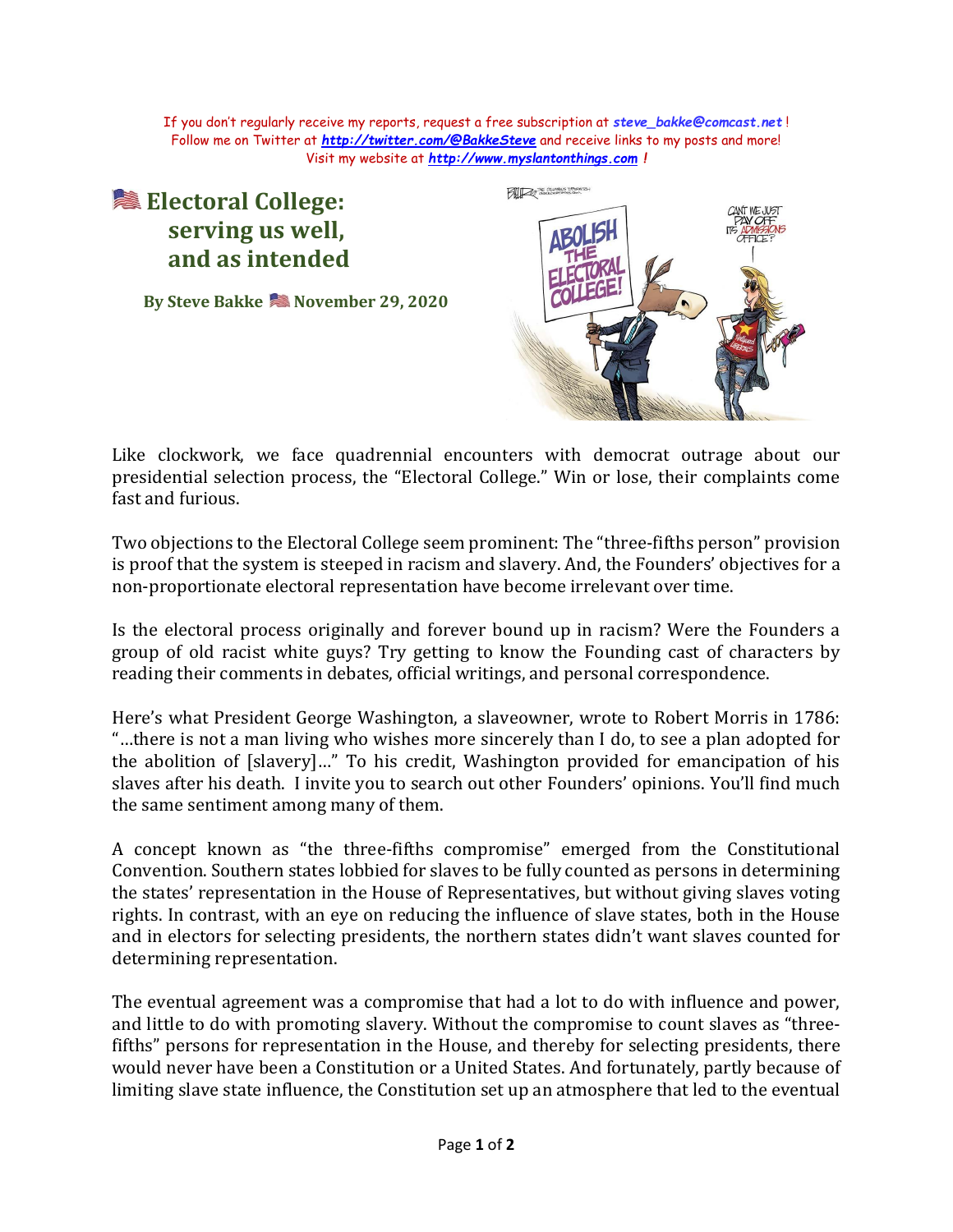If you don't regularly receive my reports, request a free subscription at ***steve_bakke@comcast.net*** !
Follow me on Twitter at ***http://twitter.com/@BakkeSteve*** and receive links to my posts and more!
Visit my website at ***http://www.myslantonthings.com*** !

# 🇺🇸 Electoral College: serving us well, and as intended

**By Steve Bakke 🇺🇸 November 29, 2020**

Like clockwork, we face quadrennial encounters with democrat outrage about our presidential selection process, the "Electoral College." Win or lose, their complaints come fast and furious.

Two objections to the Electoral College seem prominent: The "three-fifths person" provision is proof that the system is steeped in racism and slavery. And, the Founders' objectives for a non-proportionate electoral representation have become irrelevant over time.

Is the electoral process originally and forever bound up in racism? Were the Founders a group of old racist white guys? Try getting to know the Founding cast of characters by reading their comments in debates, official writings, and personal correspondence.

Here's what President George Washington, a slaveowner, wrote to Robert Morris in 1786: "…there is not a man living who wishes more sincerely than I do, to see a plan adopted for the abolition of [slavery]…" To his credit, Washington provided for emancipation of his slaves after his death. I invite you to search out other Founders' opinions. You'll find much the same sentiment among many of them.

A concept known as "the three-fifths compromise" emerged from the Constitutional Convention. Southern states lobbied for slaves to be fully counted as persons in determining the states' representation in the House of Representatives, but without giving slaves voting rights. In contrast, with an eye on reducing the influence of slave states, both in the House and in electors for selecting presidents, the northern states didn't want slaves counted for determining representation.

The eventual agreement was a compromise that had a lot to do with influence and power, and little to do with promoting slavery. Without the compromise to count slaves as "three-fifths" persons for representation in the House, and thereby for selecting presidents, there would never have been a Constitution or a United States. And fortunately, partly because of limiting slave state influence, the Constitution set up an atmosphere that led to the eventual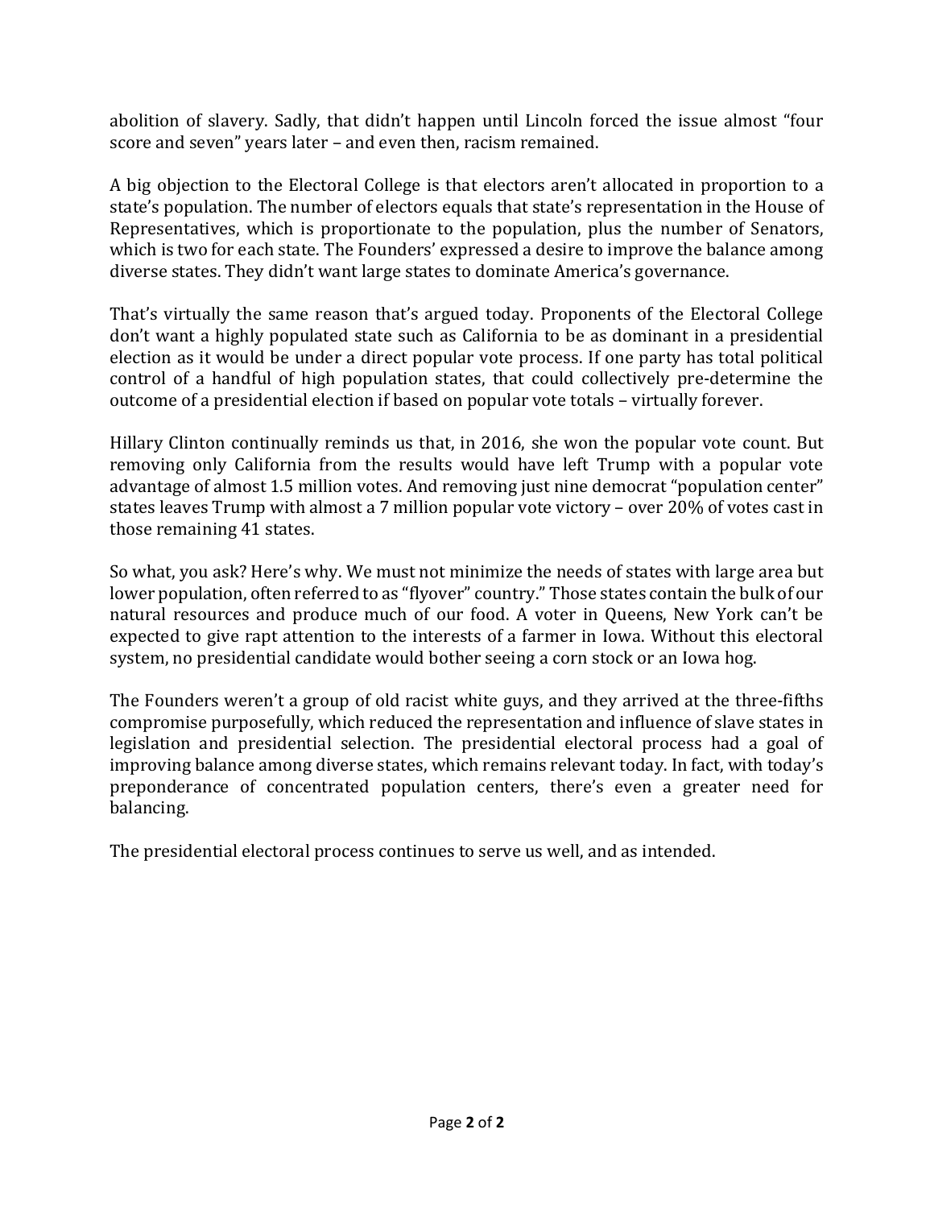abolition of slavery. Sadly, that didn't happen until Lincoln forced the issue almost "four score and seven" years later – and even then, racism remained.

A big objection to the Electoral College is that electors aren't allocated in proportion to a state's population. The number of electors equals that state's representation in the House of Representatives, which is proportionate to the population, plus the number of Senators, which is two for each state. The Founders' expressed a desire to improve the balance among diverse states. They didn't want large states to dominate America's governance.

That's virtually the same reason that's argued today. Proponents of the Electoral College don't want a highly populated state such as California to be as dominant in a presidential election as it would be under a direct popular vote process. If one party has total political control of a handful of high population states, that could collectively pre-determine the outcome of a presidential election if based on popular vote totals – virtually forever.

Hillary Clinton continually reminds us that, in 2016, she won the popular vote count. But removing only California from the results would have left Trump with a popular vote advantage of almost 1.5 million votes. And removing just nine democrat "population center" states leaves Trump with almost a 7 million popular vote victory – over 20% of votes cast in those remaining 41 states.

So what, you ask? Here's why. We must not minimize the needs of states with large area but lower population, often referred to as "flyover" country." Those states contain the bulk of our natural resources and produce much of our food. A voter in Queens, New York can't be expected to give rapt attention to the interests of a farmer in Iowa. Without this electoral system, no presidential candidate would bother seeing a corn stock or an Iowa hog.

The Founders weren't a group of old racist white guys, and they arrived at the three-fifths compromise purposefully, which reduced the representation and influence of slave states in legislation and presidential selection. The presidential electoral process had a goal of improving balance among diverse states, which remains relevant today. In fact, with today's preponderance of concentrated population centers, there's even a greater need for balancing.

The presidential electoral process continues to serve us well, and as intended.